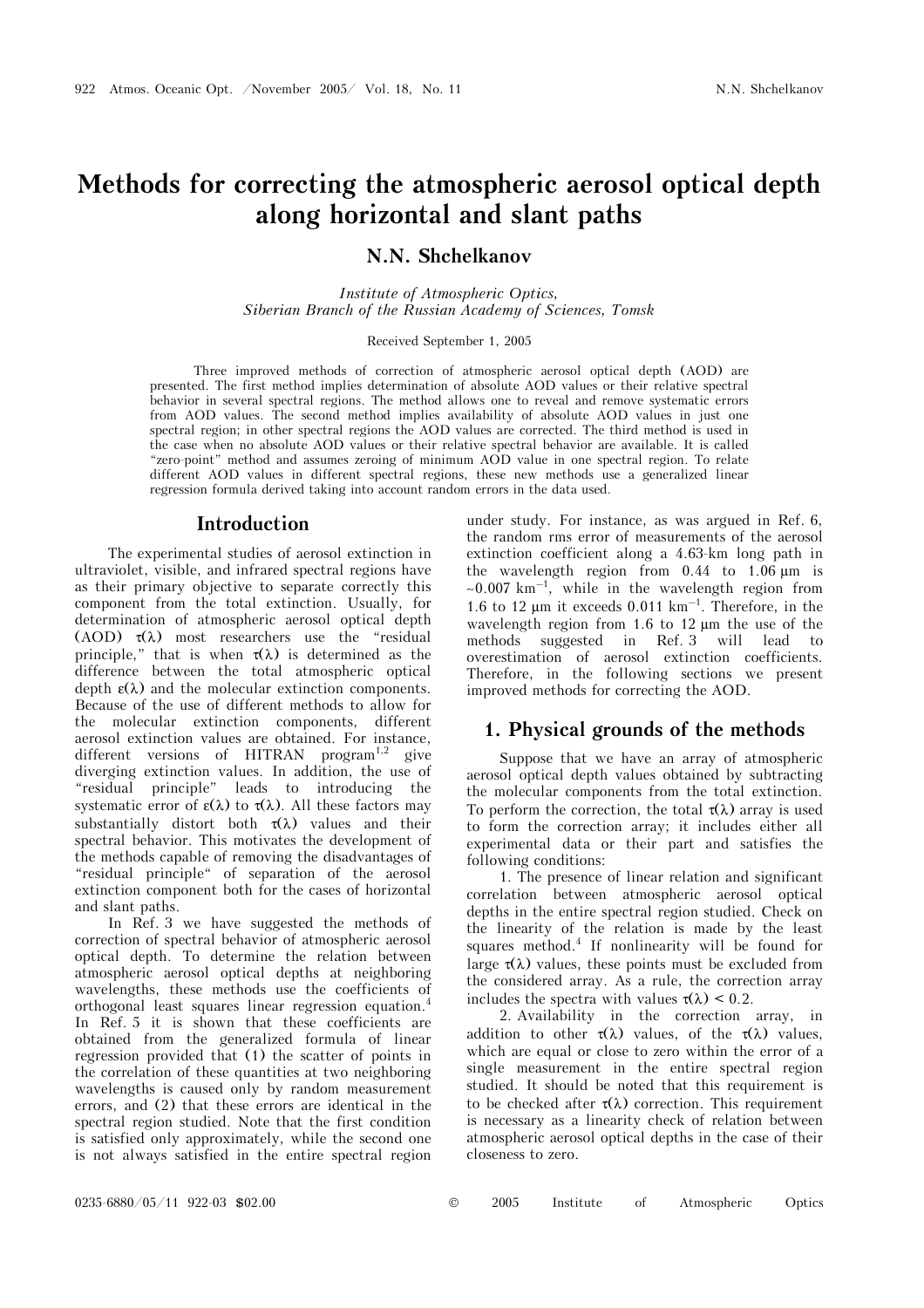# Methods for correcting the atmospheric aerosol optical depth along horizontal and slant paths

## N.N. Shchelkanov

*Institute of Atmospheric Optics, Siberian Branch of the Russian Academy of Sciences, Tomsk*

Received September 1, 2005

Three improved methods of correction of atmospheric aerosol optical depth (AOD) are presented. The first method implies determination of absolute AOD values or their relative spectral behavior in several spectral regions. The method allows one to reveal and remove systematic errors from AOD values. The second method implies availability of absolute AOD values in just one spectral region; in other spectral regions the AOD values are corrected. The third method is used in the case when no absolute AOD values or their relative spectral behavior are available. It is called "zero-point" method and assumes zeroing of minimum AOD value in one spectral region. To relate different AOD values in different spectral regions, these new methods use a generalized linear regression formula derived taking into account random errors in the data used.

## Introduction

The experimental studies of aerosol extinction in ultraviolet, visible, and infrared spectral regions have as their primary objective to separate correctly this component from the total extinction. Usually, for determination of atmospheric aerosol optical depth (AOD) $\tau(\lambda)$ most researchers use the "residual principle," that is when $\tau(\lambda)$ is determined as the difference between the total atmospheric optical depth $\varepsilon(\lambda)$ and the molecular extinction components. Because of the use of different methods to allow for the molecular extinction components, different aerosol extinction values are obtained. For instance, different versions of HITRAN program[1,2] give diverging extinction values. In addition, the use of "residual principle" leads to introducing the systematic error of $\varepsilon(\lambda)$ to $\tau(\lambda)$. All these factors may substantially distort both $\tau(\lambda)$ values and their spectral behavior. This motivates the development of the methods capable of removing the disadvantages of "residual principle" of separation of the aerosol extinction component both for the cases of horizontal and slant paths.

In Ref. 3 we have suggested the methods of correction of spectral behavior of atmospheric aerosol optical depth. To determine the relation between atmospheric aerosol optical depths at neighboring wavelengths, these methods use the coefficients of orthogonal least squares linear regression equation.[4] In Ref. 5 it is shown that these coefficients are obtained from the generalized formula of linear regression provided that (1) the scatter of points in the correlation of these quantities at two neighboring wavelengths is caused only by random measurement errors, and (2) that these errors are identical in the spectral region studied. Note that the first condition is satisfied only approximately, while the second one is not always satisfied in the entire spectral region under study. For instance, as was argued in Ref. 6, the random rms error of measurements of the aerosol extinction coefficient along a 4.63-km long path in the wavelength region from 0.44 to 1.06 μm is ~0.007 km$^{-1}$, while in the wavelength region from 1.6 to 12 μm it exceeds 0.011 km$^{-1}$. Therefore, in the wavelength region from 1.6 to 12 μm the use of the methods suggested in Ref. 3 will lead to overestimation of aerosol extinction coefficients. Therefore, in the following sections we present improved methods for correcting the AOD.

## 1. Physical grounds of the methods

Suppose that we have an array of atmospheric aerosol optical depth values obtained by subtracting the molecular components from the total extinction. To perform the correction, the total $\tau(\lambda)$ array is used to form the correction array; it includes either all experimental data or their part and satisfies the following conditions:

1. The presence of linear relation and significant correlation between atmospheric aerosol optical depths in the entire spectral region studied. Check on the linearity of the relation is made by the least squares method.[4] If nonlinearity will be found for large $\tau(\lambda)$ values, these points must be excluded from the considered array. As a rule, the correction array includes the spectra with values $\tau(\lambda) < 0.2$.

2. Availability in the correction array, in addition to other $\tau(\lambda)$ values, of the $\tau(\lambda)$ values, which are equal or close to zero within the error of a single measurement in the entire spectral region studied. It should be noted that this requirement is to be checked after $\tau(\lambda)$ correction. This requirement is necessary as a linearity check of relation between atmospheric aerosol optical depths in the case of their closeness to zero.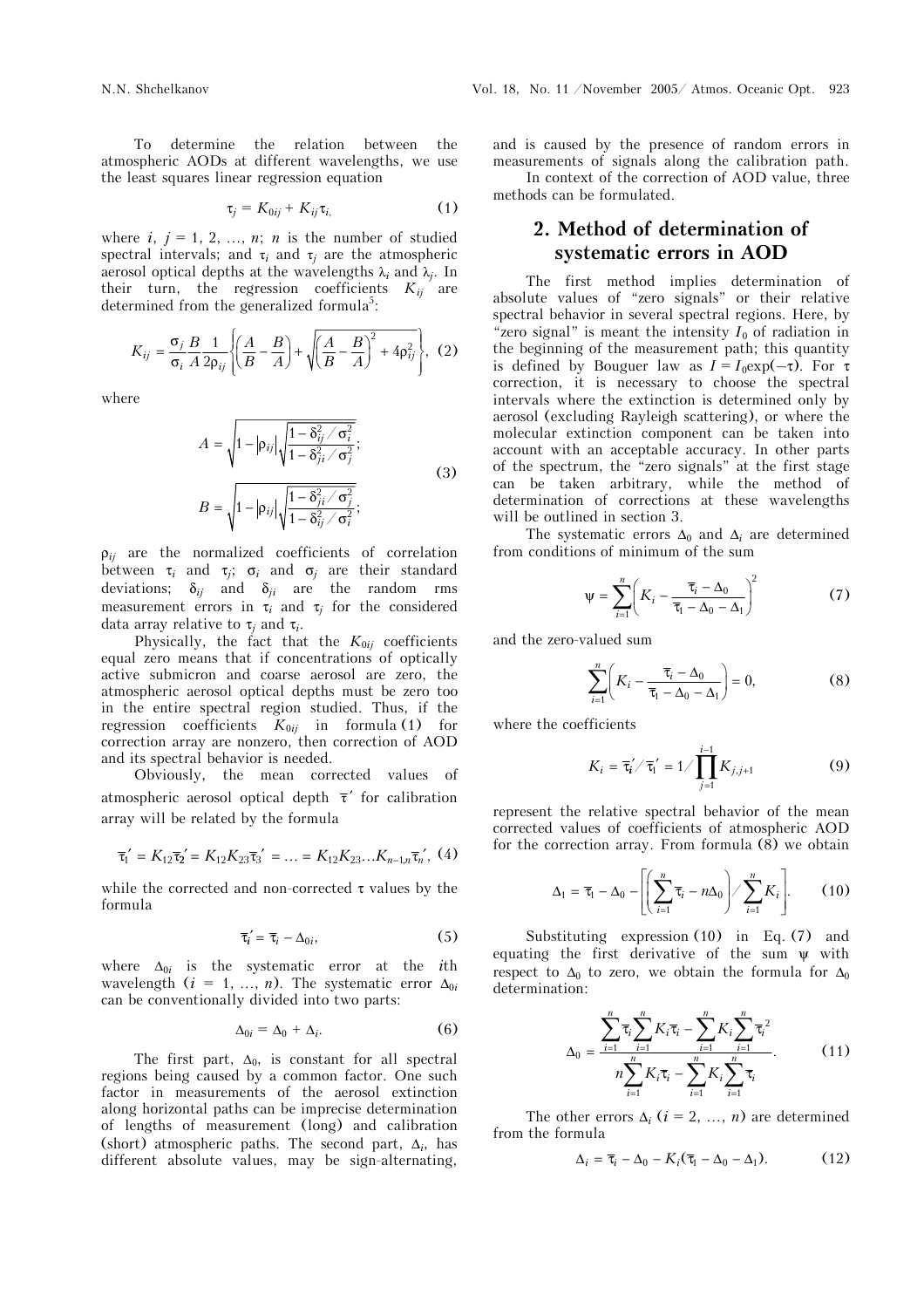To determine the relation between the atmospheric AODs at different wavelengths, we use the least squares linear regression equation

$$\tau_j = K_{0ij} + K_{ij}\tau_i, \tag{1}$$

where $i$, $j = 1, 2, \ldots, n$; $n$ is the number of studied spectral intervals; and $\tau_i$ and $\tau_j$ are the atmospheric aerosol optical depths at the wavelengths $\lambda_i$ and $\lambda_j$. In their turn, the regression coefficients $K_{ij}$ are determined from the generalized formula[5]:

$$K_{ij} = \frac{\sigma_j}{\sigma_i}\frac{B}{A}\frac{1}{2\rho_{ij}}\left\{\left(\frac{A}{B} - \frac{B}{A}\right) + \sqrt{\left(\frac{A}{B} - \frac{B}{A}\right)^2 + 4\rho_{ij}^2}\right\}, \tag{2}$$

where

$$A = \sqrt{1 - \left|\rho_{ij}\right|\sqrt{\frac{1 - \delta_{ij}^2/\sigma_i^2}{1 - \delta_{ji}^2/\sigma_j^2}}};$$

$$B = \sqrt{1 - \left|\rho_{ij}\right|\sqrt{\frac{1 - \delta_{ji}^2/\sigma_j^2}{1 - \delta_{ij}^2/\sigma_i^2}}}; \tag{3}$$

$\rho_{ij}$ are the normalized coefficients of correlation between $\tau_i$ and $\tau_j$; $\sigma_i$ and $\sigma_j$ are their standard deviations; $\delta_{ij}$ and $\delta_{ji}$ are the random rms measurement errors in $\tau_i$ and $\tau_j$ for the considered data array relative to $\tau_j$ and $\tau_i$.

Physically, the fact that the $K_{0ij}$ coefficients equal zero means that if concentrations of optically active submicron and coarse aerosol are zero, the atmospheric aerosol optical depths must be zero too in the entire spectral region studied. Thus, if the regression coefficients $K_{0ij}$ in formula (1) for correction array are nonzero, then correction of AOD and its spectral behavior is needed.

Obviously, the mean corrected values of atmospheric aerosol optical depth $\bar{\tau}'$ for calibration array will be related by the formula

$$\bar{\tau}_1' = K_{12}\bar{\tau}_2' = K_{12}K_{23}\bar{\tau}_3' = \ldots = K_{12}K_{23}\ldots K_{n-1,n}\bar{\tau}_n', \tag{4}$$

while the corrected and non-corrected $\tau$ values by the formula

$$\bar{\tau}_i' = \bar{\tau}_i - \Delta_{0i}, \tag{5}$$

where $\Delta_{0i}$ is the systematic error at the $i$th wavelength ($i = 1, \ldots, n$). The systematic error $\Delta_{0i}$ can be conventionally divided into two parts:

$$\Delta_{0i} = \Delta_0 + \Delta_i. \tag{6}$$

The first part, $\Delta_0$, is constant for all spectral regions being caused by a common factor. One such factor in measurements of the aerosol extinction along horizontal paths can be imprecise determination of lengths of measurement (long) and calibration (short) atmospheric paths. The second part, $\Delta_i$, has different absolute values, may be sign-alternating, and is caused by the presence of random errors in measurements of signals along the calibration path.

In context of the correction of AOD value, three methods can be formulated.

## 2. Method of determination of systematic errors in AOD

The first method implies determination of absolute values of "zero signals" or their relative spectral behavior in several spectral regions. Here, by "zero signal" is meant the intensity $I_0$ of radiation in the beginning of the measurement path; this quantity is defined by Bouguer law as $I = I_0\exp(-\tau)$. For $\tau$ correction, it is necessary to choose the spectral intervals where the extinction is determined only by aerosol (excluding Rayleigh scattering), or where the molecular extinction component can be taken into account with an acceptable accuracy. In other parts of the spectrum, the "zero signals" at the first stage can be taken arbitrary, while the method of determination of corrections at these wavelengths will be outlined in section 3.

The systematic errors $\Delta_0$ and $\Delta_i$ are determined from conditions of minimum of the sum

$$\psi = \sum_{i=1}^{n}\left(K_i - \frac{\bar{\tau}_i - \Delta_0}{\bar{\tau}_1 - \Delta_0 - \Delta_1}\right)^2 \tag{7}$$

and the zero-valued sum

$$\sum_{i=1}^{n}\left(K_i - \frac{\bar{\tau}_i - \Delta_0}{\bar{\tau}_1 - \Delta_0 - \Delta_1}\right) = 0, \tag{8}$$

where the coefficients

$$K_i = \bar{\tau}_i'/\bar{\tau}_1' = 1\Big/\prod_{j=1}^{i-1}K_{j,j+1} \tag{9}$$

represent the relative spectral behavior of the mean corrected values of coefficients of atmospheric AOD for the correction array. From formula (8) we obtain

$$\Delta_1 = \bar{\tau}_1 - \Delta_0 - \left[\left(\sum_{i=1}^{n}\bar{\tau}_i - n\Delta_0\right)\Big/\sum_{i=1}^{n}K_i\right]. \tag{10}$$

Substituting expression (10) in Eq. (7) and equating the first derivative of the sum $\psi$ with respect to $\Delta_0$ to zero, we obtain the formula for $\Delta_0$ determination:

$$\Delta_0 = \frac{\sum_{i=1}^{n}\bar{\tau}_i\sum_{i=1}^{n}K_i\bar{\tau}_i - \sum_{i=1}^{n}K_i\sum_{i=1}^{n}\bar{\tau}_i^2}{n\sum_{i=1}^{n}K_i\bar{\tau}_i - \sum_{i=1}^{n}K_i\sum_{i=1}^{n}\bar{\tau}_i}. \tag{11}$$

The other errors $\Delta_i$ ($i = 2, \ldots, n$) are determined from the formula

$$\Delta_i = \bar{\tau}_i - \Delta_0 - K_i(\bar{\tau}_1 - \Delta_0 - \Delta_1). \tag{12}$$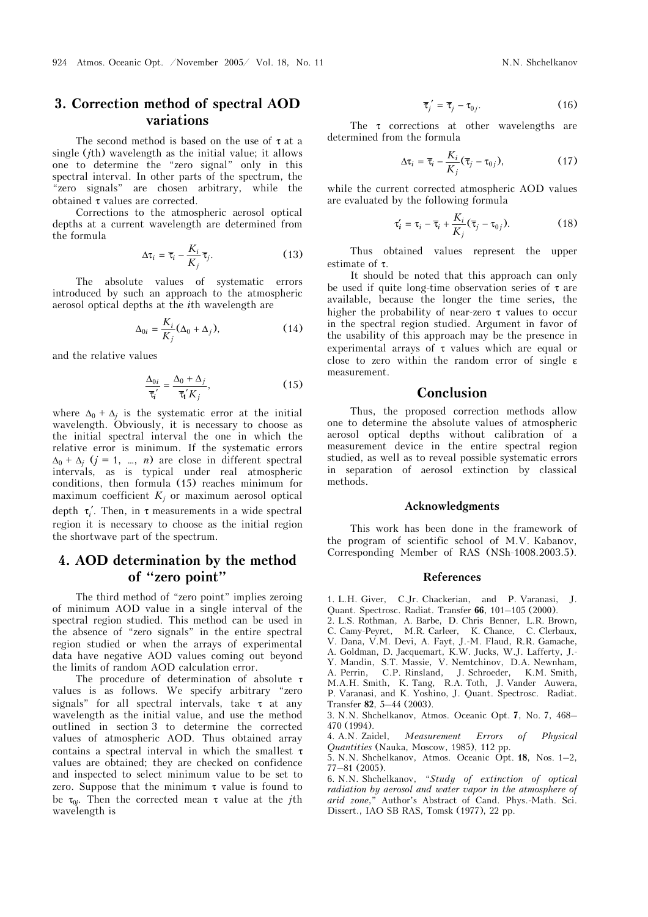## 3. Correction method of spectral AOD variations

The second method is based on the use of $\tau$ at a single ($j$th) wavelength as the initial value; it allows one to determine the "zero signal" only in this spectral interval. In other parts of the spectrum, the "zero signals" are chosen arbitrary, while the obtained $\tau$ values are corrected.

Corrections to the atmospheric aerosol optical depths at a current wavelength are determined from the formula

$$\Delta\tau_i = \bar{\tau}_i - \frac{K_i}{K_j}\bar{\tau}_j. \tag{13}$$

The absolute values of systematic errors introduced by such an approach to the atmospheric aerosol optical depths at the $i$th wavelength are

$$\Delta_{0i} = \frac{K_i}{K_j}(\Delta_0 + \Delta_j), \tag{14}$$

and the relative values

$$\frac{\Delta_{0i}}{\bar{\tau}_i'} = \frac{\Delta_0 + \Delta_j}{\bar{\tau}_i' K_j}, \tag{15}$$

where $\Delta_0 + \Delta_j$ is the systematic error at the initial wavelength. Obviously, it is necessary to choose as the initial spectral interval the one in which the relative error is minimum. If the systematic errors $\Delta_0 + \Delta_j$ ($j = 1, ..., n$) are close in different spectral intervals, as is typical under real atmospheric conditions, then formula (15) reaches minimum for maximum coefficient $K_j$ or maximum aerosol optical depth $\tau_i'$. Then, in $\tau$ measurements in a wide spectral region it is necessary to choose as the initial region the shortwave part of the spectrum.

## 4. AOD determination by the method of "zero point"

The third method of "zero point" implies zeroing of minimum AOD value in a single interval of the spectral region studied. This method can be used in the absence of "zero signals" in the entire spectral region studied or when the arrays of experimental data have negative AOD values coming out beyond the limits of random AOD calculation error.

The procedure of determination of absolute $\tau$ values is as follows. We specify arbitrary "zero signals" for all spectral intervals, take $\tau$ at any wavelength as the initial value, and use the method outlined in section 3 to determine the corrected values of atmospheric AOD. Thus obtained array contains a spectral interval in which the smallest $\tau$ values are obtained; they are checked on confidence and inspected to select minimum value to be set to zero. Suppose that the minimum $\tau$ value is found to be $\tau_{0j}$. Then the corrected mean $\tau$ value at the $j$th wavelength is

$$\bar{\tau}_j' = \bar{\tau}_j - \tau_{0j}. \tag{16}$$

The $\tau$ corrections at other wavelengths are determined from the formula

$$\Delta\tau_i = \bar{\tau}_i - \frac{K_i}{K_j}(\bar{\tau}_j - \tau_{0j}), \tag{17}$$

while the current corrected atmospheric AOD values are evaluated by the following formula

$$\tau_i' = \tau_i - \bar{\tau}_i + \frac{K_i}{K_j}(\bar{\tau}_j - \tau_{0j}). \tag{18}$$

Thus obtained values represent the upper estimate of $\tau$.

It should be noted that this approach can only be used if quite long-time observation series of $\tau$ are available, because the longer the time series, the higher the probability of near-zero $\tau$ values to occur in the spectral region studied. Argument in favor of the usability of this approach may be the presence in experimental arrays of $\tau$ values which are equal or close to zero within the random error of single $\varepsilon$ measurement.

## Conclusion

Thus, the proposed correction methods allow one to determine the absolute values of atmospheric aerosol optical depths without calibration of a measurement device in the entire spectral region studied, as well as to reveal possible systematic errors in separation of aerosol extinction by classical methods.

### Acknowledgments

This work has been done in the framework of the program of scientific school of M.V. Kabanov, Corresponding Member of RAS (NSh-1008.2003.5).

### References

1. L.H. Giver, C.Jr. Chackerian, and P. Varanasi, J. Quant. Spectrosc. Radiat. Transfer **66**, 101–105 (2000).
2. L.S. Rothman, A. Barbe, D. Chris Benner, L.R. Brown, C. Camy-Peyret, M.R. Carleer, K. Chance, C. Clerbaux, V. Dana, V.M. Devi, A. Fayt, J.-M. Flaud, R.R. Gamache, A. Goldman, D. Jacquemart, K.W. Jucks, W.J. Lafferty, J.-Y. Mandin, S.T. Massie, V. Nemtchinov, D.A. Newnham, A. Perrin, C.P. Rinsland, J. Schroeder, K.M. Smith, M.A.H. Smith, K. Tang, R.A. Toth, J. Vander Auwera, P. Varanasi, and K. Yoshino, J. Quant. Spectrosc. Radiat. Transfer **82**, 5–44 (2003).
3. N.N. Shchelkanov, Atmos. Oceanic Opt. **7**, No. 7, 468–470 (1994).
4. A.N. Zaidel, *Measurement Errors of Physical Quantities* (Nauka, Moscow, 1985), 112 pp.
5. N.N. Shchelkanov, Atmos. Oceanic Opt. **18**, Nos. 1–2, 77–81 (2005).
6. N.N. Shchelkanov, "*Study of extinction of optical radiation by aerosol and water vapor in the atmosphere of arid zone*," Author's Abstract of Cand. Phys.-Math. Sci. Dissert., IAO SB RAS, Tomsk (1977), 22 pp.